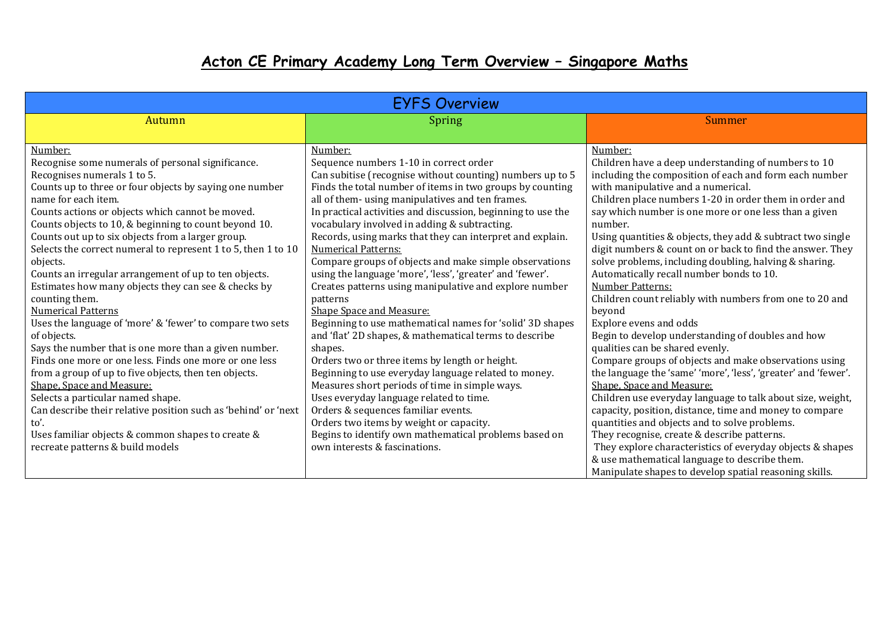# Acton CE Primary Academy Long Term Overview – Singapore Maths

| EYFS Overview | | |
|---|---|---|
| **Autumn** | **Spring** | **Summer** |
| <u>Number:</u><br>Recognise some numerals of personal significance.<br>Recognises numerals 1 to 5.<br>Counts up to three or four objects by saying one number name for each item.<br>Counts actions or objects which cannot be moved.<br>Counts objects to 10, & beginning to count beyond 10.<br>Counts out up to six objects from a larger group.<br>Selects the correct numeral to represent 1 to 5, then 1 to 10 objects.<br>Counts an irregular arrangement of up to ten objects.<br>Estimates how many objects they can see & checks by counting them.<br><u>Numerical Patterns</u><br>Uses the language of 'more' & 'fewer' to compare two sets of objects.<br>Says the number that is one more than a given number.<br>Finds one more or one less. Finds one more or one less from a group of up to five objects, then ten objects.<br><u>Shape, Space and Measure:</u><br>Selects a particular named shape.<br>Can describe their relative position such as 'behind' or 'next to'.<br>Uses familiar objects & common shapes to create & recreate patterns & build models | <u>Number:</u><br>Sequence numbers 1-10 in correct order<br>Can subitise (recognise without counting) numbers up to 5<br>Finds the total number of items in two groups by counting all of them- using manipulatives and ten frames.<br>In practical activities and discussion, beginning to use the vocabulary involved in adding & subtracting.<br>Records, using marks that they can interpret and explain.<br><u>Numerical Patterns:</u><br>Compare groups of objects and make simple observations using the language 'more', 'less', 'greater' and 'fewer'.<br>Creates patterns using manipulative and explore number patterns<br><u>Shape Space and Measure:</u><br>Beginning to use mathematical names for 'solid' 3D shapes and 'flat' 2D shapes, & mathematical terms to describe shapes.<br>Orders two or three items by length or height.<br>Beginning to use everyday language related to money.<br>Measures short periods of time in simple ways.<br>Uses everyday language related to time.<br>Orders & sequences familiar events.<br>Orders two items by weight or capacity.<br>Begins to identify own mathematical problems based on own interests & fascinations. | <u>Number:</u><br>Children have a deep understanding of numbers to 10 including the composition of each and form each number with manipulative and a numerical.<br>Children place numbers 1-20 in order them in order and say which number is one more or one less than a given number.<br>Using quantities & objects, they add & subtract two single digit numbers & count on or back to find the answer. They solve problems, including doubling, halving & sharing.<br>Automatically recall number bonds to 10.<br><u>Number Patterns:</u><br>Children count reliably with numbers from one to 20 and beyond<br>Explore evens and odds<br>Begin to develop understanding of doubles and how qualities can be shared evenly.<br>Compare groups of objects and make observations using the language the 'same' 'more', 'less', 'greater' and 'fewer'.<br><u>Shape, Space and Measure:</u><br>Children use everyday language to talk about size, weight, capacity, position, distance, time and money to compare quantities and objects and to solve problems.<br>They recognise, create & describe patterns.<br>They explore characteristics of everyday objects & shapes & use mathematical language to describe them.<br>Manipulate shapes to develop spatial reasoning skills. |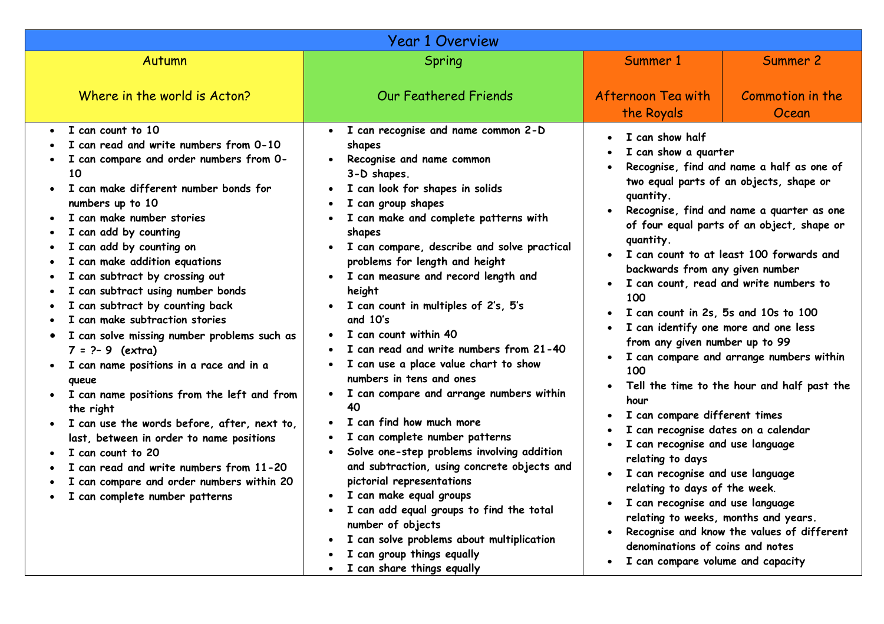# Year 1 Overview

| Autumn<br><br>Where in the world is Acton? | Spring<br><br>Our Feathered Friends | Summer 1<br><br>Afternoon Tea with the Royals | Summer 2<br><br>Commotion in the Ocean |
|---|---|---|---|
| • I can count to 10<br>• I can read and write numbers from 0-10<br>• I can compare and order numbers from 0-10<br>• I can make different number bonds for numbers up to 10<br>• I can make number stories<br>• I can add by counting<br>• I can add by counting on<br>• I can make addition equations<br>• I can subtract by crossing out<br>• I can subtract using number bonds<br>• I can subtract by counting back<br>• I can make subtraction stories<br>• I can solve missing number problems such as 7 = ?– 9 (extra)<br>• I can name positions in a race and in a queue<br>• I can name positions from the left and from the right<br>• I can use the words before, after, next to, last, between in order to name positions<br>• I can count to 20<br>• I can read and write numbers from 11-20<br>• I can compare and order numbers within 20<br>• I can complete number patterns | • I can recognise and name common 2-D shapes<br>• Recognise and name common 3-D shapes.<br>• I can look for shapes in solids<br>• I can group shapes<br>• I can make and complete patterns with shapes<br>• I can compare, describe and solve practical problems for length and height<br>• I can measure and record length and height<br>• I can count in multiples of 2's, 5's and 10's<br>• I can count within 40<br>• I can read and write numbers from 21-40<br>• I can use a place value chart to show numbers in tens and ones<br>• I can compare and arrange numbers within 40<br>• I can find how much more<br>• I can complete number patterns<br>• Solve one-step problems involving addition and subtraction, using concrete objects and pictorial representations<br>• I can make equal groups<br>• I can add equal groups to find the total number of objects<br>• I can solve problems about multiplication<br>• I can group things equally<br>• I can share things equally | • I can show half<br>• I can show a quarter<br>• Recognise, find and name a half as one of two equal parts of an objects, shape or quantity.<br>• Recognise, find and name a quarter as one of four equal parts of an object, shape or quantity.<br>• I can count to at least 100 forwards and backwards from any given number<br>• I can count, read and write numbers to 100<br>• I can count in 2s, 5s and 10s to 100<br>• I can identify one more and one less from any given number up to 99<br>• I can compare and arrange numbers within 100<br>• Tell the time to the hour and half past the hour<br>• I can compare different times<br>• I can recognise dates on a calendar<br>• I can recognise and use language relating to days<br>• I can recognise and use language relating to days of the week.<br>• I can recognise and use language relating to weeks, months and years.<br>• Recognise and know the values of different denominations of coins and notes<br>• I can compare volume and capacity | |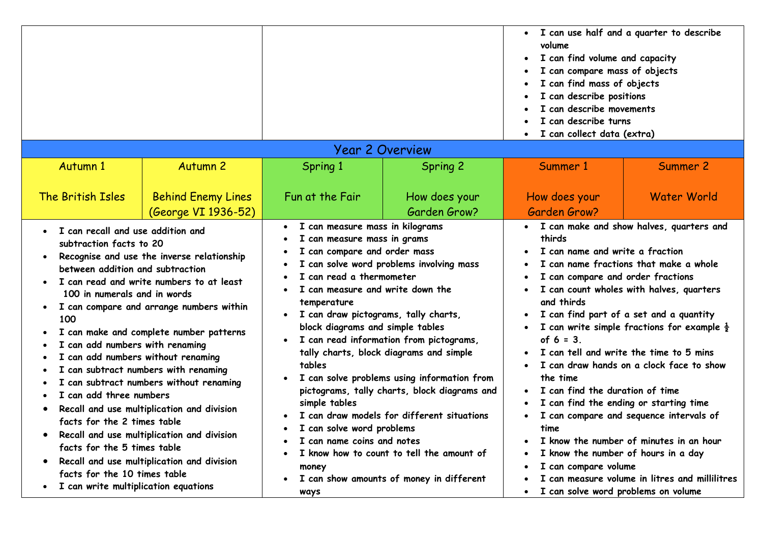| | | |
|---|---|---|
| | | <ul><li>I can use half and a quarter to describe volume</li><li>I can find volume and capacity</li><li>I can compare mass of objects</li><li>I can find mass of objects</li><li>I can describe positions</li><li>I can describe movements</li><li>I can describe turns</li><li>I can collect data (extra)</li></ul> |

## Year 2 Overview

| Autumn 1<br><br>The British Isles | Autumn 2<br><br>Behind Enemy Lines (George VI 1936-52) | Spring 1<br><br>Fun at the Fair | Spring 2<br><br>How does your Garden Grow? | Summer 1<br><br>How does your Garden Grow? | Summer 2<br><br>Water World |
|---|---|---|---|---|---|
| <ul><li>I can recall and use addition and subtraction facts to 20</li><li>Recognise and use the inverse relationship between addition and subtraction</li><li>I can read and write numbers to at least 100 in numerals and in words</li><li>I can compare and arrange numbers within 100</li><li>I can make and complete number patterns</li><li>I can add numbers with renaming</li><li>I can add numbers without renaming</li><li>I can subtract numbers with renaming</li><li>I can subtract numbers without renaming</li><li>I can add three numbers</li><li>Recall and use multiplication and division facts for the 2 times table</li><li>Recall and use multiplication and division facts for the 5 times table</li><li>Recall and use multiplication and division facts for the 10 times table</li><li>I can write multiplication equations</li></ul> | | <ul><li>I can measure mass in kilograms</li><li>I can measure mass in grams</li><li>I can compare and order mass</li><li>I can solve word problems involving mass</li><li>I can read a thermometer</li><li>I can measure and write down the temperature</li><li>I can draw pictograms, tally charts, block diagrams and simple tables</li><li>I can read information from pictograms, tally charts, block diagrams and simple tables</li><li>I can solve problems using information from pictograms, tally charts, block diagrams and simple tables</li><li>I can draw models for different situations</li><li>I can solve word problems</li><li>I can name coins and notes</li><li>I know how to count to tell the amount of money</li><li>I can show amounts of money in different ways</li></ul> | | <ul><li>I can make and show halves, quarters and thirds</li><li>I can name and write a fraction</li><li>I can name fractions that make a whole</li><li>I can compare and order fractions</li><li>I can count wholes with halves, quarters and thirds</li><li>I can find part of a set and a quantity</li><li>I can write simple fractions for example $\frac{1}{2}$ of 6 = 3.</li><li>I can tell and write the time to 5 mins</li><li>I can draw hands on a clock face to show the time</li><li>I can find the duration of time</li><li>I can find the ending or starting time</li><li>I can compare and sequence intervals of time</li><li>I know the number of minutes in an hour</li><li>I know the number of hours in a day</li><li>I can compare volume</li><li>I can measure volume in litres and millilitres</li><li>I can solve word problems on volume</li></ul> | |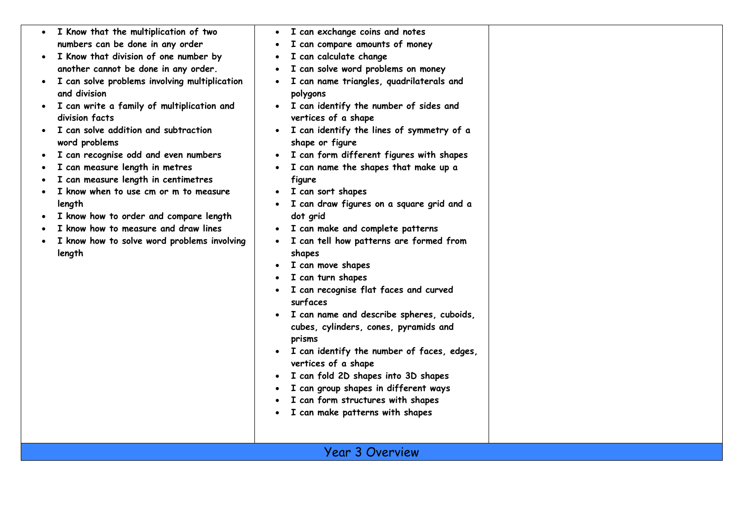| | | |
|---|---|---|
| <ul><li>I Know that the multiplication of two numbers can be done in any order</li><li>I Know that division of one number by another cannot be done in any order.</li><li>I can solve problems involving multiplication and division</li><li>I can write a family of multiplication and division facts</li><li>I can solve addition and subtraction word problems</li><li>I can recognise odd and even numbers</li><li>I can measure length in metres</li><li>I can measure length in centimetres</li><li>I know when to use cm or m to measure length</li><li>I know how to order and compare length</li><li>I know how to measure and draw lines</li><li>I know how to solve word problems involving length</li></ul> | <ul><li>I can exchange coins and notes</li><li>I can compare amounts of money</li><li>I can calculate change</li><li>I can solve word problems on money</li><li>I can name triangles, quadrilaterals and polygons</li><li>I can identify the number of sides and vertices of a shape</li><li>I can identify the lines of symmetry of a shape or figure</li><li>I can form different figures with shapes</li><li>I can name the shapes that make up a figure</li><li>I can sort shapes</li><li>I can draw figures on a square grid and a dot grid</li><li>I can make and complete patterns</li><li>I can tell how patterns are formed from shapes</li><li>I can move shapes</li><li>I can turn shapes</li><li>I can recognise flat faces and curved surfaces</li><li>I can name and describe spheres, cuboids, cubes, cylinders, cones, pyramids and prisms</li><li>I can identify the number of faces, edges, vertices of a shape</li><li>I can fold 2D shapes into 3D shapes</li><li>I can group shapes in different ways</li><li>I can form structures with shapes</li><li>I can make patterns with shapes</li></ul> | |
| Year 3 Overview | | |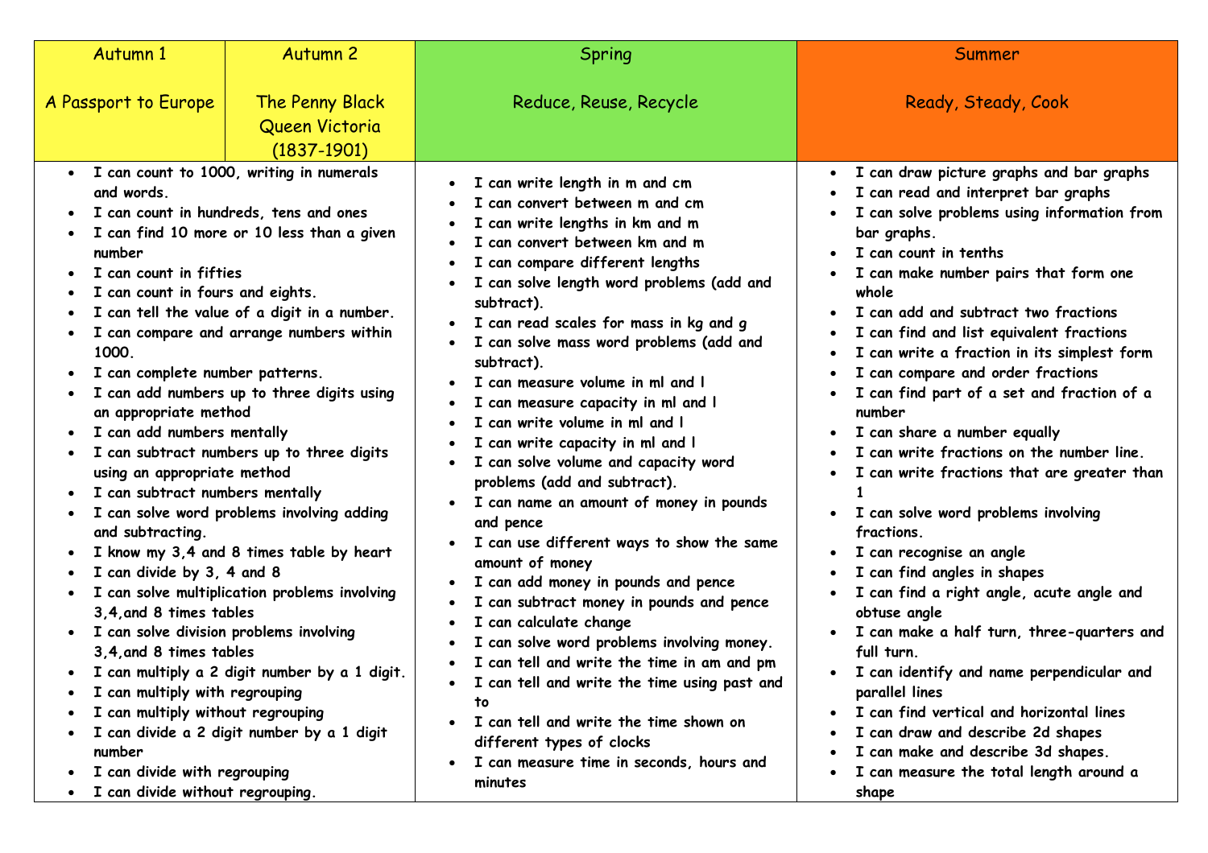| Autumn 1<br><br>A Passport to Europe | Autumn 2<br><br>The Penny Black<br>Queen Victoria<br>(1837-1901) | Spring<br><br>Reduce, Reuse, Recycle | Summer<br><br>Ready, Steady, Cook |
|---|---|---|---|
| • I can count to 1000, writing in numerals and words.<br>• I can count in hundreds, tens and ones<br>• I can find 10 more or 10 less than a given number<br>• I can count in fifties<br>• I can count in fours and eights.<br>• I can tell the value of a digit in a number.<br>• I can compare and arrange numbers within 1000.<br>• I can complete number patterns.<br>• I can add numbers up to three digits using an appropriate method<br>• I can add numbers mentally<br>• I can subtract numbers up to three digits using an appropriate method<br>• I can subtract numbers mentally<br>• I can solve word problems involving adding and subtracting.<br>• I know my 3,4 and 8 times table by heart<br>• I can divide by 3, 4 and 8<br>• I can solve multiplication problems involving 3,4,and 8 times tables<br>• I can solve division problems involving 3,4,and 8 times tables<br>• I can multiply a 2 digit number by a 1 digit.<br>• I can multiply with regrouping<br>• I can multiply without regrouping<br>• I can divide a 2 digit number by a 1 digit number<br>• I can divide with regrouping<br>• I can divide without regrouping. | | • I can write length in m and cm<br>• I can convert between m and cm<br>• I can write lengths in km and m<br>• I can convert between km and m<br>• I can compare different lengths<br>• I can solve length word problems (add and subtract).<br>• I can read scales for mass in kg and g<br>• I can solve mass word problems (add and subtract).<br>• I can measure volume in ml and l<br>• I can measure capacity in ml and l<br>• I can write volume in ml and l<br>• I can write capacity in ml and l<br>• I can solve volume and capacity word problems (add and subtract).<br>• I can name an amount of money in pounds and pence<br>• I can use different ways to show the same amount of money<br>• I can add money in pounds and pence<br>• I can subtract money in pounds and pence<br>• I can calculate change<br>• I can solve word problems involving money.<br>• I can tell and write the time in am and pm<br>• I can tell and write the time using past and to<br>• I can tell and write the time shown on different types of clocks<br>• I can measure time in seconds, hours and minutes | • I can draw picture graphs and bar graphs<br>• I can read and interpret bar graphs<br>• I can solve problems using information from bar graphs.<br>• I can count in tenths<br>• I can make number pairs that form one whole<br>• I can add and subtract two fractions<br>• I can find and list equivalent fractions<br>• I can write a fraction in its simplest form<br>• I can compare and order fractions<br>• I can find part of a set and fraction of a number<br>• I can share a number equally<br>• I can write fractions on the number line.<br>• I can write fractions that are greater than 1<br>• I can solve word problems involving fractions.<br>• I can recognise an angle<br>• I can find angles in shapes<br>• I can find a right angle, acute angle and obtuse angle<br>• I can make a half turn, three-quarters and full turn.<br>• I can identify and name perpendicular and parallel lines<br>• I can find vertical and horizontal lines<br>• I can draw and describe 2d shapes<br>• I can make and describe 3d shapes.<br>• I can measure the total length around a shape |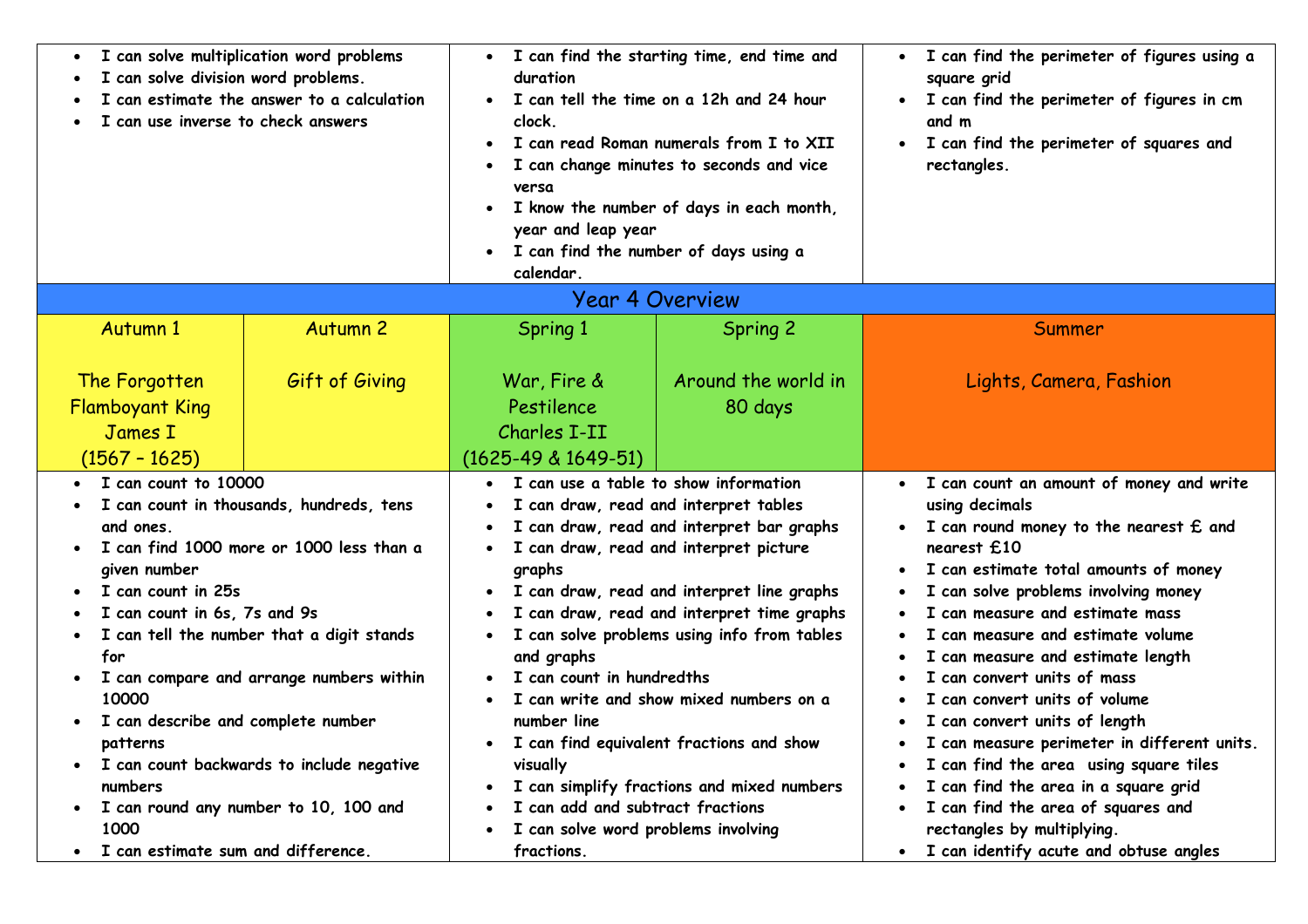| | | |
|---|---|---|
| • I can solve multiplication word problems<br>• I can solve division word problems.<br>• I can estimate the answer to a calculation<br>• I can use inverse to check answers | • I can find the starting time, end time and duration<br>• I can tell the time on a 12h and 24 hour clock.<br>• I can read Roman numerals from I to XII<br>• I can change minutes to seconds and vice versa<br>• I know the number of days in each month, year and leap year<br>• I can find the number of days using a calendar. | • I can find the perimeter of figures using a square grid<br>• I can find the perimeter of figures in cm and m<br>• I can find the perimeter of squares and rectangles. |

## Year 4 Overview

| Autumn 1 | Autumn 2 | Spring 1 | Spring 2 | Summer |
|---|---|---|---|---|
| The Forgotten Flamboyant King James I (1567 – 1625) | Gift of Giving | War, Fire & Pestilence Charles I-II (1625-49 & 1649-51) | Around the world in 80 days | Lights, Camera, Fashion |
| • I can count to 10000<br>• I can count in thousands, hundreds, tens and ones.<br>• I can find 1000 more or 1000 less than a given number<br>• I can count in 25s<br>• I can count in 6s, 7s and 9s<br>• I can tell the number that a digit stands for<br>• I can compare and arrange numbers within 10000<br>• I can describe and complete number patterns<br>• I can count backwards to include negative numbers<br>• I can round any number to 10, 100 and 1000<br>• I can estimate sum and difference. | | • I can use a table to show information<br>• I can draw, read and interpret tables<br>• I can draw, read and interpret bar graphs<br>• I can draw, read and interpret picture graphs<br>• I can draw, read and interpret line graphs<br>• I can draw, read and interpret time graphs<br>• I can solve problems using info from tables and graphs<br>• I can count in hundredths<br>• I can write and show mixed numbers on a number line<br>• I can find equivalent fractions and show visually<br>• I can simplify fractions and mixed numbers<br>• I can add and subtract fractions<br>• I can solve word problems involving fractions. | | • I can count an amount of money and write using decimals<br>• I can round money to the nearest £ and nearest £10<br>• I can estimate total amounts of money<br>• I can solve problems involving money<br>• I can measure and estimate mass<br>• I can measure and estimate volume<br>• I can measure and estimate length<br>• I can convert units of mass<br>• I can convert units of volume<br>• I can convert units of length<br>• I can measure perimeter in different units.<br>• I can find the area using square tiles<br>• I can find the area in a square grid<br>• I can find the area of squares and rectangles by multiplying.<br>• I can identify acute and obtuse angles |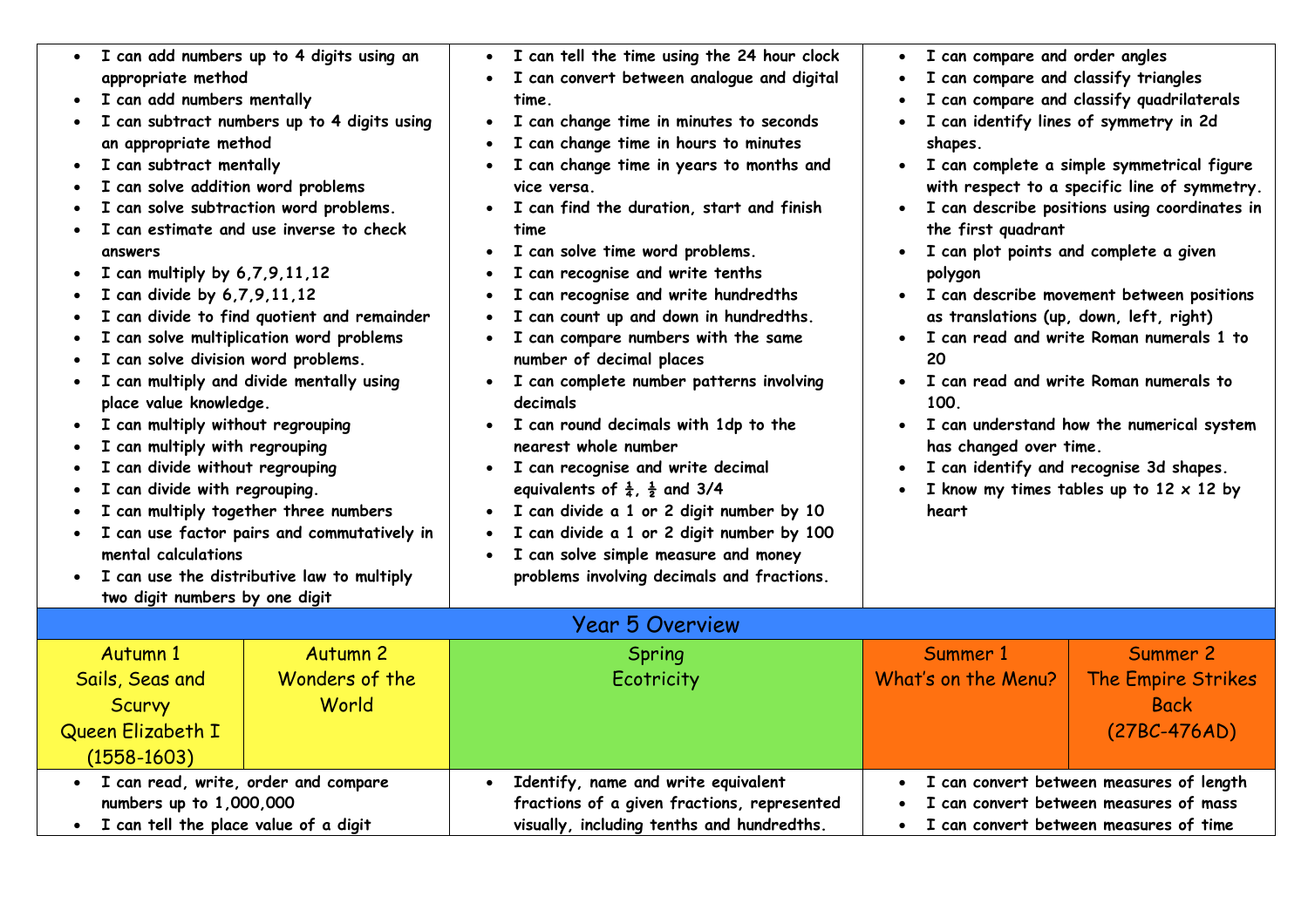| | | |
|---|---|---|
| • I can add numbers up to 4 digits using an appropriate method<br>• I can add numbers mentally<br>• I can subtract numbers up to 4 digits using an appropriate method<br>• I can subtract mentally<br>• I can solve addition word problems<br>• I can solve subtraction word problems.<br>• I can estimate and use inverse to check answers<br>• I can multiply by 6,7,9,11,12<br>• I can divide by 6,7,9,11,12<br>• I can divide to find quotient and remainder<br>• I can solve multiplication word problems<br>• I can solve division word problems.<br>• I can multiply and divide mentally using place value knowledge.<br>• I can multiply without regrouping<br>• I can multiply with regrouping<br>• I can divide without regrouping<br>• I can divide with regrouping.<br>• I can multiply together three numbers<br>• I can use factor pairs and commutatively in mental calculations<br>• I can use the distributive law to multiply two digit numbers by one digit | • I can tell the time using the 24 hour clock<br>• I can convert between analogue and digital time.<br>• I can change time in minutes to seconds<br>• I can change time in hours to minutes<br>• I can change time in years to months and vice versa.<br>• I can find the duration, start and finish time<br>• I can solve time word problems.<br>• I can recognise and write tenths<br>• I can recognise and write hundredths<br>• I can count up and down in hundredths.<br>• I can compare numbers with the same number of decimal places<br>• I can complete number patterns involving decimals<br>• I can round decimals with 1dp to the nearest whole number<br>• I can recognise and write decimal equivalents of ¼, ½ and 3/4<br>• I can divide a 1 or 2 digit number by 10<br>• I can divide a 1 or 2 digit number by 100<br>• I can solve simple measure and money problems involving decimals and fractions. | • I can compare and order angles<br>• I can compare and classify triangles<br>• I can compare and classify quadrilaterals<br>• I can identify lines of symmetry in 2d shapes.<br>• I can complete a simple symmetrical figure with respect to a specific line of symmetry.<br>• I can describe positions using coordinates in the first quadrant<br>• I can plot points and complete a given polygon<br>• I can describe movement between positions as translations (up, down, left, right)<br>• I can read and write Roman numerals 1 to 20<br>• I can read and write Roman numerals to 100.<br>• I can understand how the numerical system has changed over time.<br>• I can identify and recognise 3d shapes.<br>• I know my times tables up to 12 x 12 by heart |

## Year 5 Overview

| Autumn 1 | Autumn 2 | Spring | Summer 1 | Summer 2 |
|---|---|---|---|---|
| Sails, Seas and Scurvy<br>Queen Elizabeth I<br>(1558-1603) | Wonders of the World | Ecotricity | What's on the Menu? | The Empire Strikes Back<br>(27BC-476AD) |
| • I can read, write, order and compare numbers up to 1,000,000<br>• I can tell the place value of a digit | | • Identify, name and write equivalent fractions of a given fractions, represented visually, including tenths and hundredths. | • I can convert between measures of length<br>• I can convert between measures of mass<br>• I can convert between measures of time | |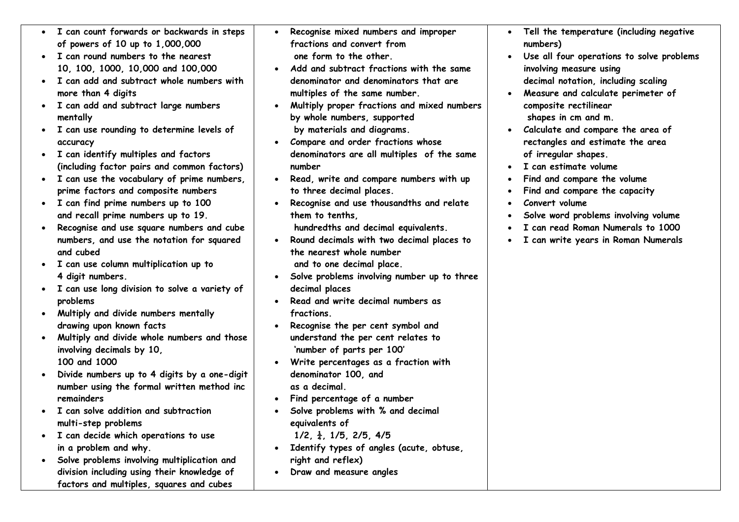- **I can count forwards or backwards in steps of powers of 10 up to 1,000,000**
- **I can round numbers to the nearest 10, 100, 1000, 10,000 and 100,000**
- **I can add and subtract whole numbers with more than 4 digits**
- **I can add and subtract large numbers mentally**
- **I can use rounding to determine levels of accuracy**
- **I can identify multiples and factors (including factor pairs and common factors)**
- **I can use the vocabulary of prime numbers, prime factors and composite numbers**
- **I can find prime numbers up to 100 and recall prime numbers up to 19.**
- **Recognise and use square numbers and cube numbers, and use the notation for squared and cubed**
- **I can use column multiplication up to 4 digit numbers.**
- **I can use long division to solve a variety of problems**
- **Multiply and divide numbers mentally drawing upon known facts**
- **Multiply and divide whole numbers and those involving decimals by 10, 100 and 1000**
- **Divide numbers up to 4 digits by a one-digit number using the formal written method inc remainders**
- **I can solve addition and subtraction multi-step problems**
- **I can decide which operations to use in a problem and why.**
- **Solve problems involving multiplication and division including using their knowledge of factors and multiples, squares and cubes**

- **Recognise mixed numbers and improper fractions and convert from one form to the other.**
- **Add and subtract fractions with the same denominator and denominators that are multiples of the same number.**
- **Multiply proper fractions and mixed numbers by whole numbers, supported by materials and diagrams.**
- **Compare and order fractions whose denominators are all multiples of the same number**
- **Read, write and compare numbers with up to three decimal places.**
- **Recognise and use thousandths and relate them to tenths, hundredths and decimal equivalents.**
- **Round decimals with two decimal places to the nearest whole number and to one decimal place.**
- **Solve problems involving number up to three decimal places**
- **Read and write decimal numbers as fractions.**
- **Recognise the per cent symbol and understand the per cent relates to 'number of parts per 100'**
- **Write percentages as a fraction with denominator 100, and as a decimal.**
- **Find percentage of a number**
- **Solve problems with % and decimal equivalents of 1/2, ¼, 1/5, 2/5, 4/5**
- **Identify types of angles (acute, obtuse, right and reflex)**
- **Draw and measure angles**

- **Tell the temperature (including negative numbers)**
- **Use all four operations to solve problems involving measure using decimal notation, including scaling**
- **Measure and calculate perimeter of composite rectilinear shapes in cm and m.**
- **Calculate and compare the area of rectangles and estimate the area of irregular shapes.**
- **I can estimate volume**
- **Find and compare the volume**
- **Find and compare the capacity**
- **Convert volume**
- **Solve word problems involving volume**
- **I can read Roman Numerals to 1000**
- **I can write years in Roman Numerals**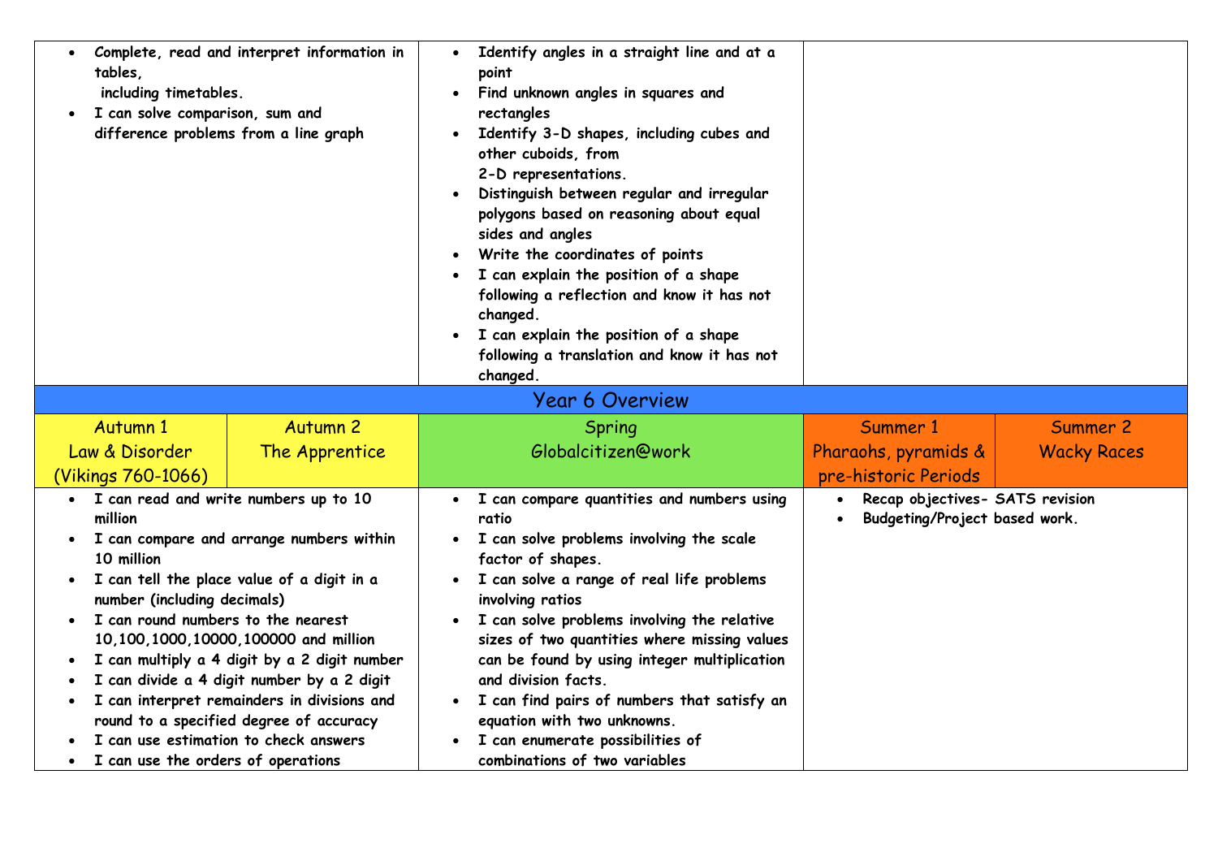| | | |
|---|---|---|
| <ul><li>Complete, read and interpret information in tables, including timetables.</li><li>I can solve comparison, sum and difference problems from a line graph</li></ul> | <ul><li>Identify angles in a straight line and at a point</li><li>Find unknown angles in squares and rectangles</li><li>Identify 3-D shapes, including cubes and other cuboids, from 2-D representations.</li><li>Distinguish between regular and irregular polygons based on reasoning about equal sides and angles</li><li>Write the coordinates of points</li><li>I can explain the position of a shape following a reflection and know it has not changed.</li><li>I can explain the position of a shape following a translation and know it has not changed.</li></ul> | |

## Year 6 Overview

| Autumn 1<br>Law & Disorder<br>(Vikings 760-1066) | Autumn 2<br>The Apprentice | Spring<br>Globalcitizen@work | Summer 1<br>Pharaohs, pyramids & pre-historic Periods | Summer 2<br>Wacky Races |
|---|---|---|---|---|
| <ul><li>I can read and write numbers up to 10 million</li><li>I can compare and arrange numbers within 10 million</li><li>I can tell the place value of a digit in a number (including decimals)</li><li>I can round numbers to the nearest 10,100,1000,10000,100000 and million</li><li>I can multiply a 4 digit by a 2 digit number</li><li>I can divide a 4 digit number by a 2 digit</li><li>I can interpret remainders in divisions and round to a specified degree of accuracy</li><li>I can use estimation to check answers</li><li>I can use the orders of operations</li></ul> | | <ul><li>I can compare quantities and numbers using ratio</li><li>I can solve problems involving the scale factor of shapes.</li><li>I can solve a range of real life problems involving ratios</li><li>I can solve problems involving the relative sizes of two quantities where missing values can be found by using integer multiplication and division facts.</li><li>I can find pairs of numbers that satisfy an equation with two unknowns.</li><li>I can enumerate possibilities of combinations of two variables</li></ul> | <ul><li>Recap objectives- SATS revision</li><li>Budgeting/Project based work.</li></ul> | |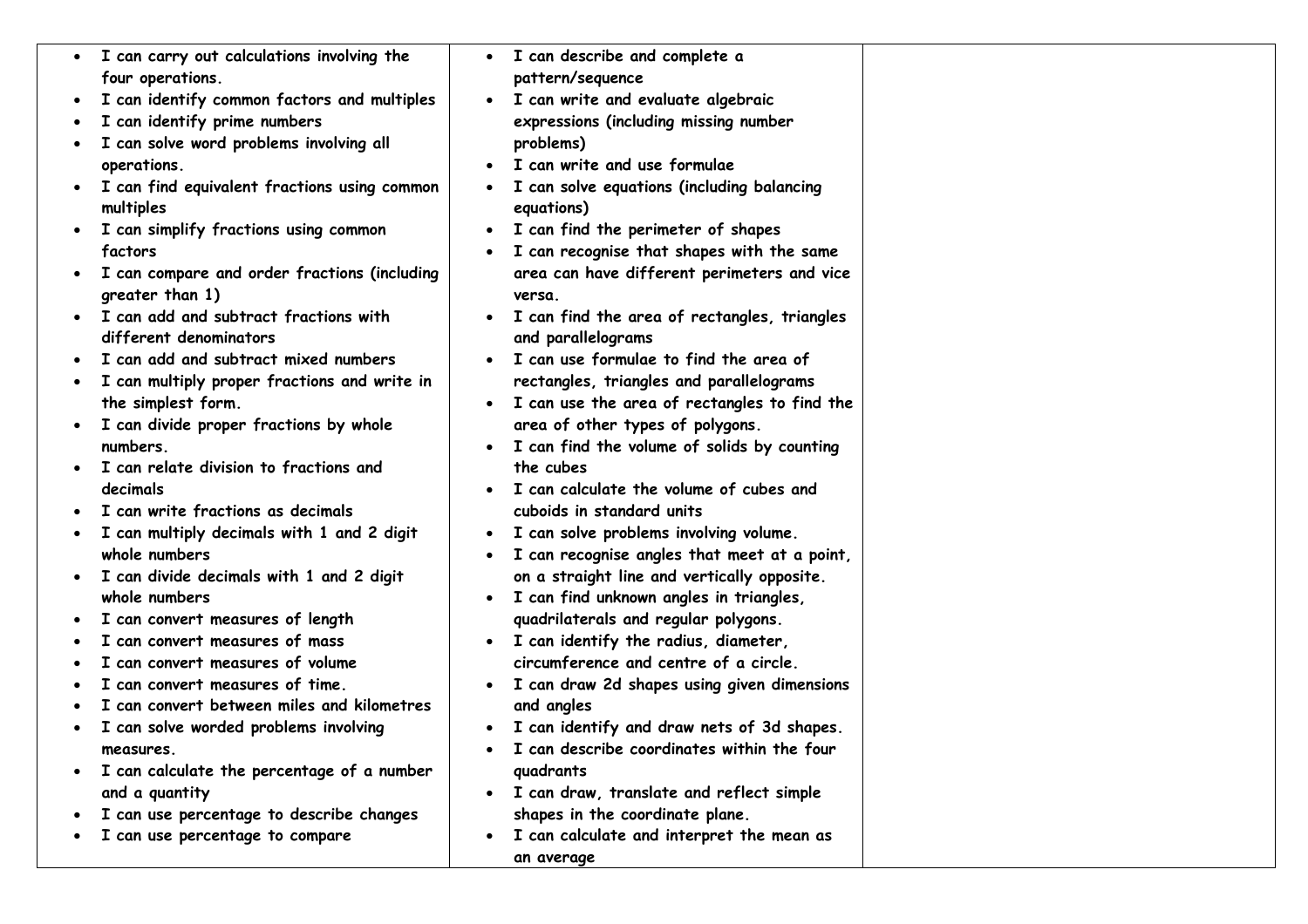| | | |
|---|---|---|
| • **I can carry out calculations involving the four operations.**<br>• **I can identify common factors and multiples**<br>• **I can identify prime numbers**<br>• **I can solve word problems involving all operations.**<br>• **I can find equivalent fractions using common multiples**<br>• **I can simplify fractions using common factors**<br>• **I can compare and order fractions (including greater than 1)**<br>• **I can add and subtract fractions with different denominators**<br>• **I can add and subtract mixed numbers**<br>• **I can multiply proper fractions and write in the simplest form.**<br>• **I can divide proper fractions by whole numbers.**<br>• **I can relate division to fractions and decimals**<br>• **I can write fractions as decimals**<br>• **I can multiply decimals with 1 and 2 digit whole numbers**<br>• **I can divide decimals with 1 and 2 digit whole numbers**<br>• **I can convert measures of length**<br>• **I can convert measures of mass**<br>• **I can convert measures of volume**<br>• **I can convert measures of time.**<br>• **I can convert between miles and kilometres**<br>• **I can solve worded problems involving measures.**<br>• **I can calculate the percentage of a number and a quantity**<br>• **I can use percentage to describe changes**<br>• **I can use percentage to compare** | • **I can describe and complete a pattern/sequence**<br>• **I can write and evaluate algebraic expressions (including missing number problems)**<br>• **I can write and use formulae**<br>• **I can solve equations (including balancing equations)**<br>• **I can find the perimeter of shapes**<br>• **I can recognise that shapes with the same area can have different perimeters and vice versa.**<br>• **I can find the area of rectangles, triangles and parallelograms**<br>• **I can use formulae to find the area of rectangles, triangles and parallelograms**<br>• **I can use the area of rectangles to find the area of other types of polygons.**<br>• **I can find the volume of solids by counting the cubes**<br>• **I can calculate the volume of cubes and cuboids in standard units**<br>• **I can solve problems involving volume.**<br>• **I can recognise angles that meet at a point, on a straight line and vertically opposite.**<br>• **I can find unknown angles in triangles, quadrilaterals and regular polygons.**<br>• **I can identify the radius, diameter, circumference and centre of a circle.**<br>• **I can draw 2d shapes using given dimensions and angles**<br>• **I can identify and draw nets of 3d shapes.**<br>• **I can describe coordinates within the four quadrants**<br>• **I can draw, translate and reflect simple shapes in the coordinate plane.**<br>• **I can calculate and interpret the mean as an average** | |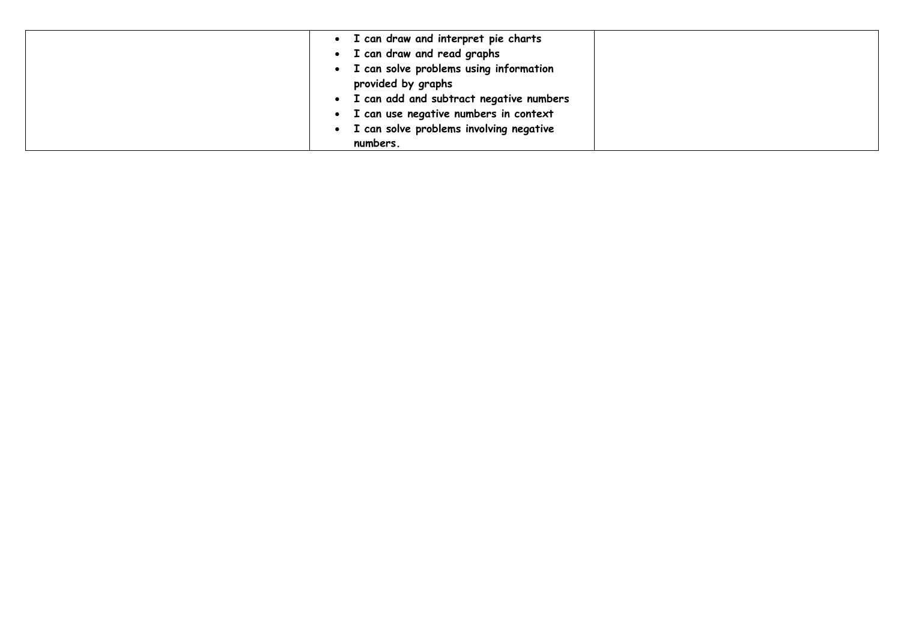| | | |
|---|---|---|
| | • **I can draw and interpret pie charts**<br>• **I can draw and read graphs**<br>• **I can solve problems using information provided by graphs**<br>• **I can add and subtract negative numbers**<br>• **I can use negative numbers in context**<br>• **I can solve problems involving negative numbers.** | |